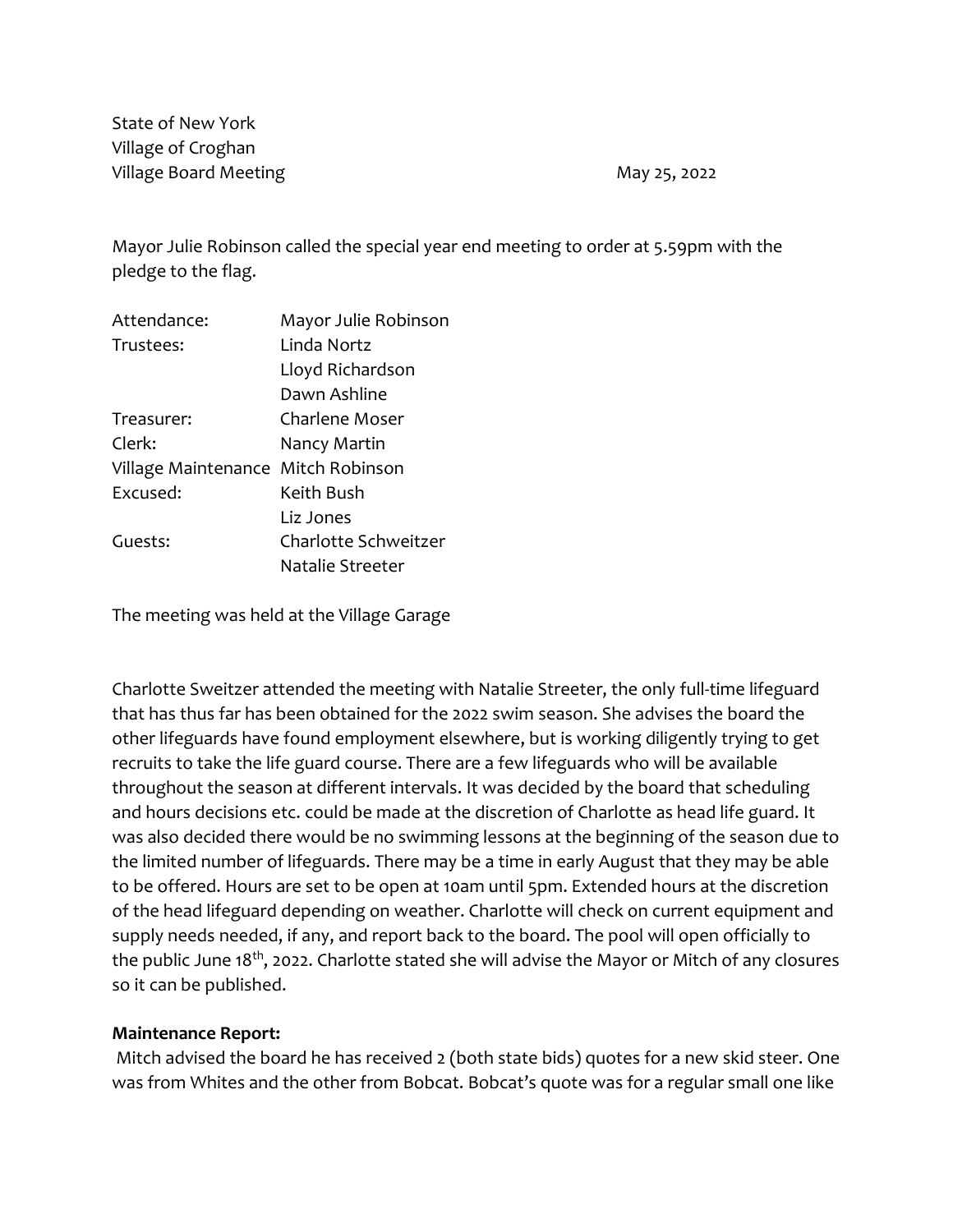State of New York
Village of Croghan
Village Board Meeting May 25, 2022

Mayor Julie Robinson called the special year end meeting to order at 5.59pm with the pledge to the flag.

| | |
|---|---|
| Attendance: | Mayor Julie Robinson |
| Trustees: | Linda Nortz |
| | Lloyd Richardson |
| | Dawn Ashline |
| Treasurer: | Charlene Moser |
| Clerk: | Nancy Martin |
| Village Maintenance | Mitch Robinson |
| Excused: | Keith Bush |
| | Liz Jones |
| Guests: | Charlotte Schweitzer |
| | Natalie Streeter |

The meeting was held at the Village Garage

Charlotte Sweitzer attended the meeting with Natalie Streeter, the only full-time lifeguard that has thus far has been obtained for the 2022 swim season. She advises the board the other lifeguards have found employment elsewhere, but is working diligently trying to get recruits to take the life guard course. There are a few lifeguards who will be available throughout the season at different intervals. It was decided by the board that scheduling and hours decisions etc. could be made at the discretion of Charlotte as head life guard. It was also decided there would be no swimming lessons at the beginning of the season due to the limited number of lifeguards. There may be a time in early August that they may be able to be offered. Hours are set to be open at 10am until 5pm. Extended hours at the discretion of the head lifeguard depending on weather. Charlotte will check on current equipment and supply needs needed, if any, and report back to the board. The pool will open officially to the public June 18th, 2022. Charlotte stated she will advise the Mayor or Mitch of any closures so it can be published.

**Maintenance Report:**

Mitch advised the board he has received 2 (both state bids) quotes for a new skid steer. One was from Whites and the other from Bobcat. Bobcat's quote was for a regular small one like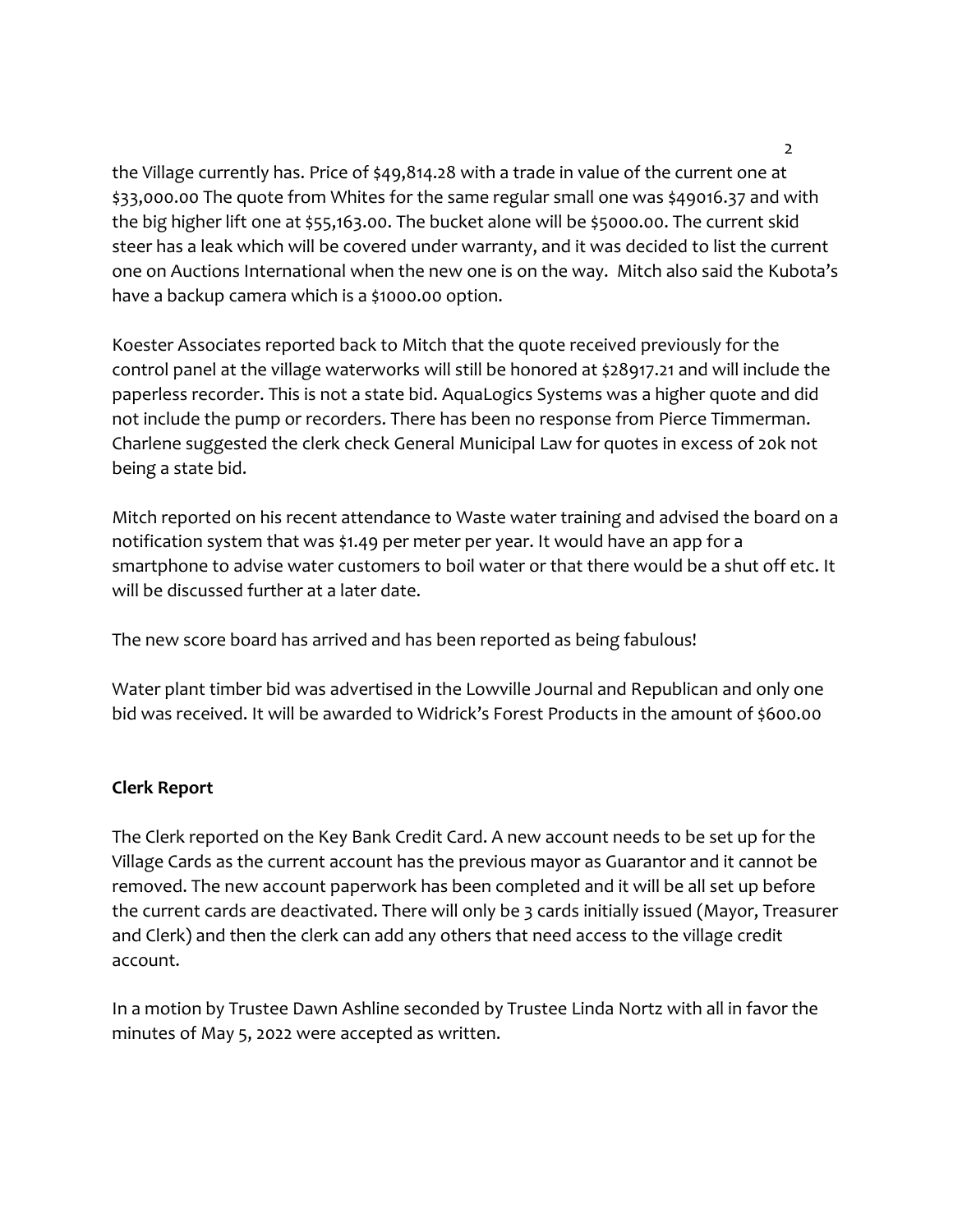the Village currently has. Price of $49,814.28 with a trade in value of the current one at $33,000.00 The quote from Whites for the same regular small one was $49016.37 and with the big higher lift one at $55,163.00. The bucket alone will be $5000.00. The current skid steer has a leak which will be covered under warranty, and it was decided to list the current one on Auctions International when the new one is on the way. Mitch also said the Kubota's have a backup camera which is a $1000.00 option.

Koester Associates reported back to Mitch that the quote received previously for the control panel at the village waterworks will still be honored at $28917.21 and will include the paperless recorder. This is not a state bid. AquaLogics Systems was a higher quote and did not include the pump or recorders. There has been no response from Pierce Timmerman. Charlene suggested the clerk check General Municipal Law for quotes in excess of 20k not being a state bid.

Mitch reported on his recent attendance to Waste water training and advised the board on a notification system that was $1.49 per meter per year. It would have an app for a smartphone to advise water customers to boil water or that there would be a shut off etc. It will be discussed further at a later date.

The new score board has arrived and has been reported as being fabulous!

Water plant timber bid was advertised in the Lowville Journal and Republican and only one bid was received. It will be awarded to Widrick's Forest Products in the amount of $600.00

**Clerk Report**

The Clerk reported on the Key Bank Credit Card. A new account needs to be set up for the Village Cards as the current account has the previous mayor as Guarantor and it cannot be removed. The new account paperwork has been completed and it will be all set up before the current cards are deactivated. There will only be 3 cards initially issued (Mayor, Treasurer and Clerk) and then the clerk can add any others that need access to the village credit account.

In a motion by Trustee Dawn Ashline seconded by Trustee Linda Nortz with all in favor the minutes of May 5, 2022 were accepted as written.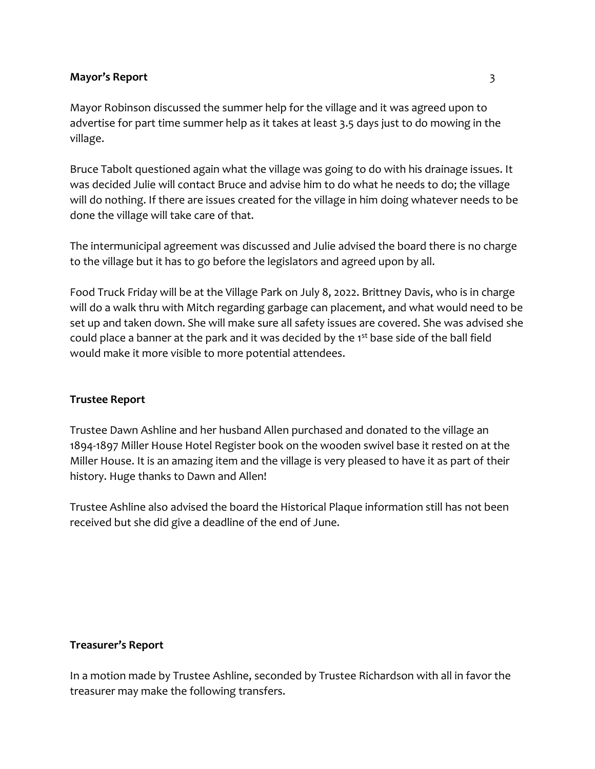**Mayor's Report**

Mayor Robinson discussed the summer help for the village and it was agreed upon to advertise for part time summer help as it takes at least 3.5 days just to do mowing in the village.

Bruce Tabolt questioned again what the village was going to do with his drainage issues. It was decided Julie will contact Bruce and advise him to do what he needs to do; the village will do nothing. If there are issues created for the village in him doing whatever needs to be done the village will take care of that.

The intermunicipal agreement was discussed and Julie advised the board there is no charge to the village but it has to go before the legislators and agreed upon by all.

Food Truck Friday will be at the Village Park on July 8, 2022. Brittney Davis, who is in charge will do a walk thru with Mitch regarding garbage can placement, and what would need to be set up and taken down. She will make sure all safety issues are covered. She was advised she could place a banner at the park and it was decided by the 1st base side of the ball field would make it more visible to more potential attendees.

**Trustee Report**

Trustee Dawn Ashline and her husband Allen purchased and donated to the village an 1894-1897 Miller House Hotel Register book on the wooden swivel base it rested on at the Miller House. It is an amazing item and the village is very pleased to have it as part of their history. Huge thanks to Dawn and Allen!

Trustee Ashline also advised the board the Historical Plaque information still has not been received but she did give a deadline of the end of June.

**Treasurer's Report**

In a motion made by Trustee Ashline, seconded by Trustee Richardson with all in favor the treasurer may make the following transfers.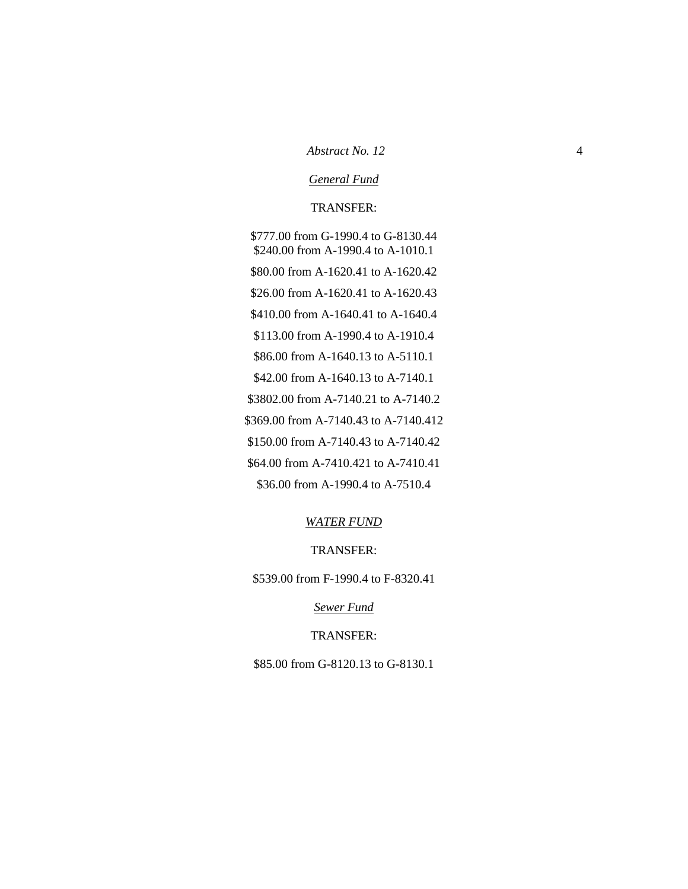*Abstract No. 12*

*General Fund*

TRANSFER:

$777.00 from G-1990.4 to G-8130.44
$240.00 from A-1990.4 to A-1010.1

$80.00 from A-1620.41 to A-1620.42

$26.00 from A-1620.41 to A-1620.43

$410.00 from A-1640.41 to A-1640.4

$113.00 from A-1990.4 to A-1910.4

$86.00 from A-1640.13 to A-5110.1

$42.00 from A-1640.13 to A-7140.1

$3802.00 from A-7140.21 to A-7140.2

$369.00 from A-7140.43 to A-7140.412

$150.00 from A-7140.43 to A-7140.42

$64.00 from A-7410.421 to A-7410.41

$36.00 from A-1990.4 to A-7510.4

*WATER FUND*

TRANSFER:

$539.00 from F-1990.4 to F-8320.41

*Sewer Fund*

TRANSFER:

$85.00 from G-8120.13 to G-8130.1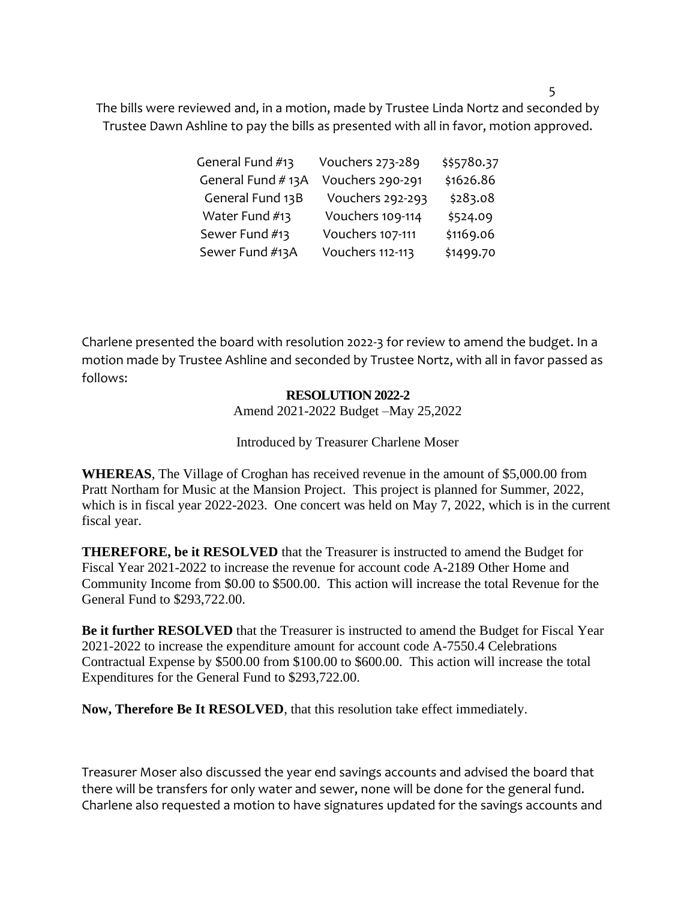The bills were reviewed and, in a motion, made by Trustee Linda Nortz and seconded by Trustee Dawn Ashline to pay the bills as presented with all in favor, motion approved.

| | | |
|---|---|---|
| General Fund #13 | Vouchers 273-289 | $$5780.37 |
| General Fund # 13A | Vouchers 290-291 | $1626.86 |
| General Fund 13B | Vouchers 292-293 | $283.08 |
| Water Fund #13 | Vouchers 109-114 | $524.09 |
| Sewer Fund #13 | Vouchers 107-111 | $1169.06 |
| Sewer Fund #13A | Vouchers 112-113 | $1499.70 |

Charlene presented the board with resolution 2022-3 for review to amend the budget. In a motion made by Trustee Ashline and seconded by Trustee Nortz, with all in favor passed as follows:

**RESOLUTION 2022-2**

Amend 2021-2022 Budget –May 25,2022

Introduced by Treasurer Charlene Moser

**WHEREAS**, The Village of Croghan has received revenue in the amount of $5,000.00 from Pratt Northam for Music at the Mansion Project. This project is planned for Summer, 2022, which is in fiscal year 2022-2023. One concert was held on May 7, 2022, which is in the current fiscal year.

**THEREFORE, be it RESOLVED** that the Treasurer is instructed to amend the Budget for Fiscal Year 2021-2022 to increase the revenue for account code A-2189 Other Home and Community Income from $0.00 to $500.00. This action will increase the total Revenue for the General Fund to $293,722.00.

**Be it further RESOLVED** that the Treasurer is instructed to amend the Budget for Fiscal Year 2021-2022 to increase the expenditure amount for account code A-7550.4 Celebrations Contractual Expense by $500.00 from $100.00 to $600.00. This action will increase the total Expenditures for the General Fund to $293,722.00.

**Now, Therefore Be It RESOLVED**, that this resolution take effect immediately.

Treasurer Moser also discussed the year end savings accounts and advised the board that there will be transfers for only water and sewer, none will be done for the general fund. Charlene also requested a motion to have signatures updated for the savings accounts and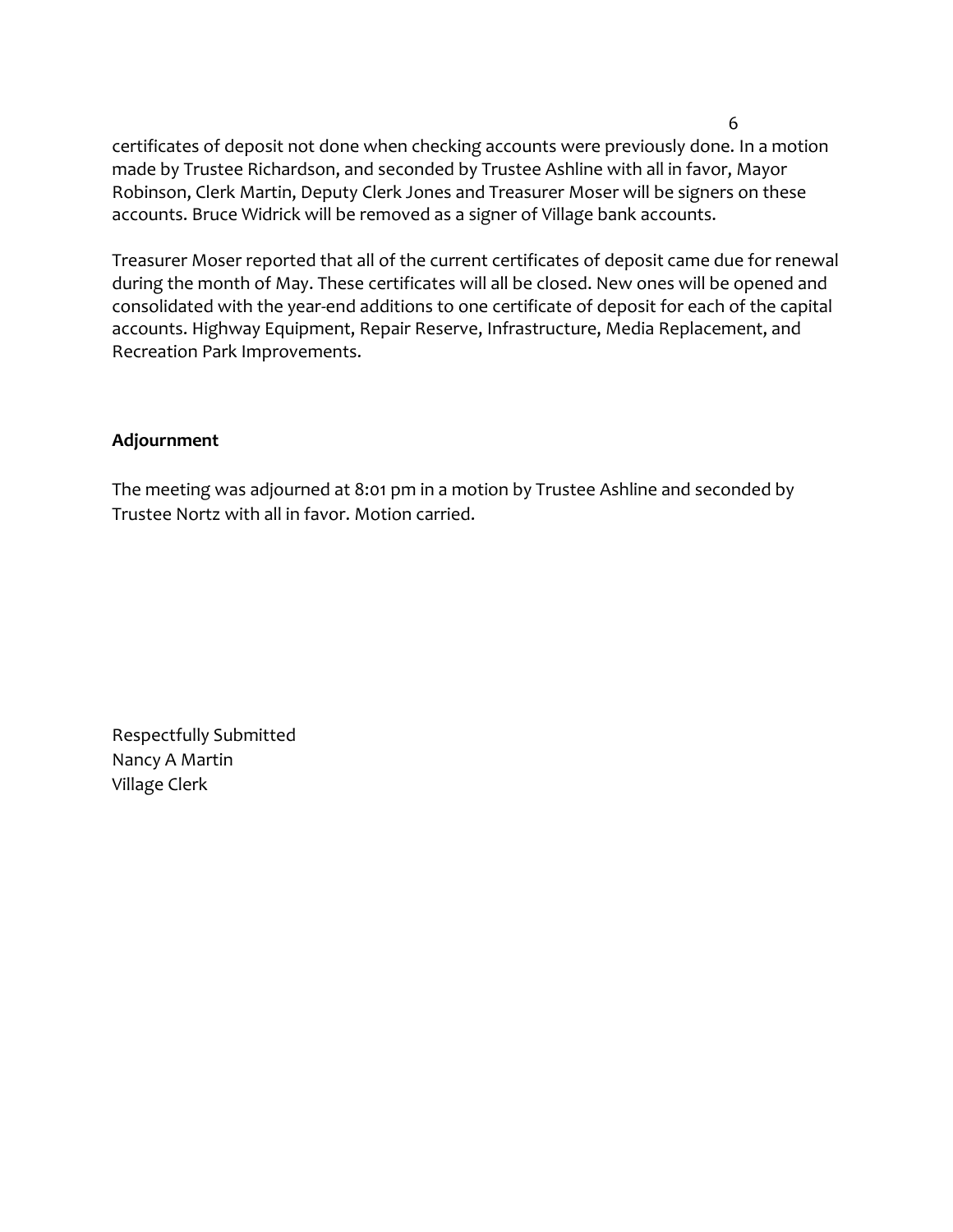certificates of deposit not done when checking accounts were previously done. In a motion made by Trustee Richardson, and seconded by Trustee Ashline with all in favor, Mayor Robinson, Clerk Martin, Deputy Clerk Jones and Treasurer Moser will be signers on these accounts. Bruce Widrick will be removed as a signer of Village bank accounts.

Treasurer Moser reported that all of the current certificates of deposit came due for renewal during the month of May. These certificates will all be closed. New ones will be opened and consolidated with the year-end additions to one certificate of deposit for each of the capital accounts. Highway Equipment, Repair Reserve, Infrastructure, Media Replacement, and Recreation Park Improvements.

**Adjournment**

The meeting was adjourned at 8:01 pm in a motion by Trustee Ashline and seconded by Trustee Nortz with all in favor. Motion carried.

Respectfully Submitted
Nancy A Martin
Village Clerk